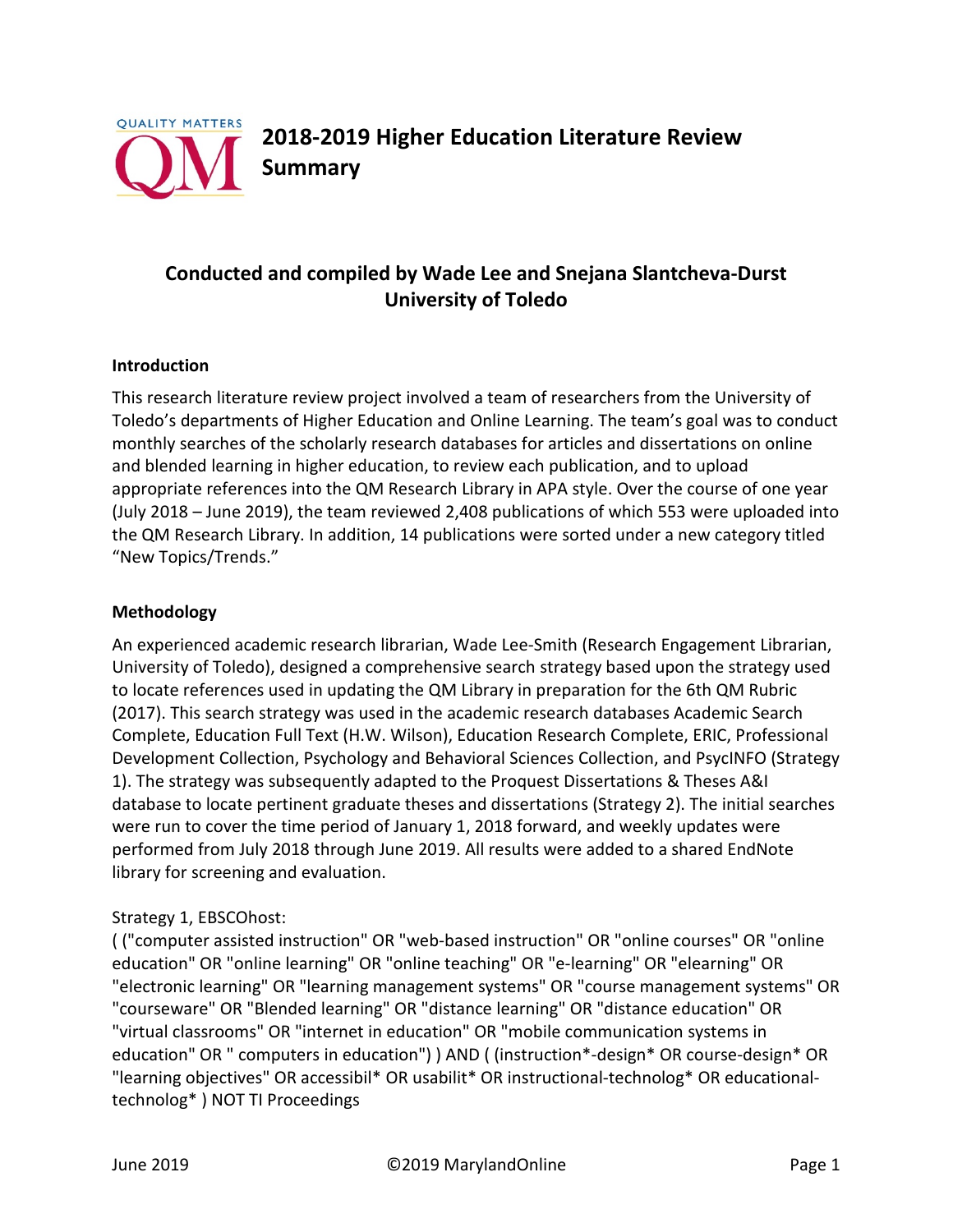# 2018-2019 Higher Education Literature Review Summary

## Conducted and compiled by Wade Lee and Snejana Slantcheva-Durst University of Toledo

### Introduction

This research literature review project involved a team of researchers from the University of Toledo's departments of Higher Education and Online Learning. The team's goal was to conduct monthly searches of the scholarly research databases for articles and dissertations on online and blended learning in higher education, to review each publication, and to upload appropriate references into the QM Research Library in APA style. Over the course of one year (July 2018 – June 2019), the team reviewed 2,408 publications of which 553 were uploaded into the QM Research Library. In addition, 14 publications were sorted under a new category titled "New Topics/Trends."

### Methodology

An experienced academic research librarian, Wade Lee-Smith (Research Engagement Librarian, University of Toledo), designed a comprehensive search strategy based upon the strategy used to locate references used in updating the QM Library in preparation for the 6th QM Rubric (2017). This search strategy was used in the academic research databases Academic Search Complete, Education Full Text (H.W. Wilson), Education Research Complete, ERIC, Professional Development Collection, Psychology and Behavioral Sciences Collection, and PsycINFO (Strategy 1). The strategy was subsequently adapted to the Proquest Dissertations & Theses A&I database to locate pertinent graduate theses and dissertations (Strategy 2). The initial searches were run to cover the time period of January 1, 2018 forward, and weekly updates were performed from July 2018 through June 2019. All results were added to a shared EndNote library for screening and evaluation.

Strategy 1, EBSCOhost:
( ("computer assisted instruction" OR "web-based instruction" OR "online courses" OR "online education" OR "online learning" OR "online teaching" OR "e-learning" OR "elearning" OR "electronic learning" OR "learning management systems" OR "course management systems" OR "courseware" OR "Blended learning" OR "distance learning" OR "distance education" OR "virtual classrooms" OR "internet in education" OR "mobile communication systems in education" OR " computers in education") ) AND ( (instruction*-design* OR course-design* OR "learning objectives" OR accessibil* OR usabilit* OR instructional-technolog* OR educational-technolog* ) NOT TI Proceedings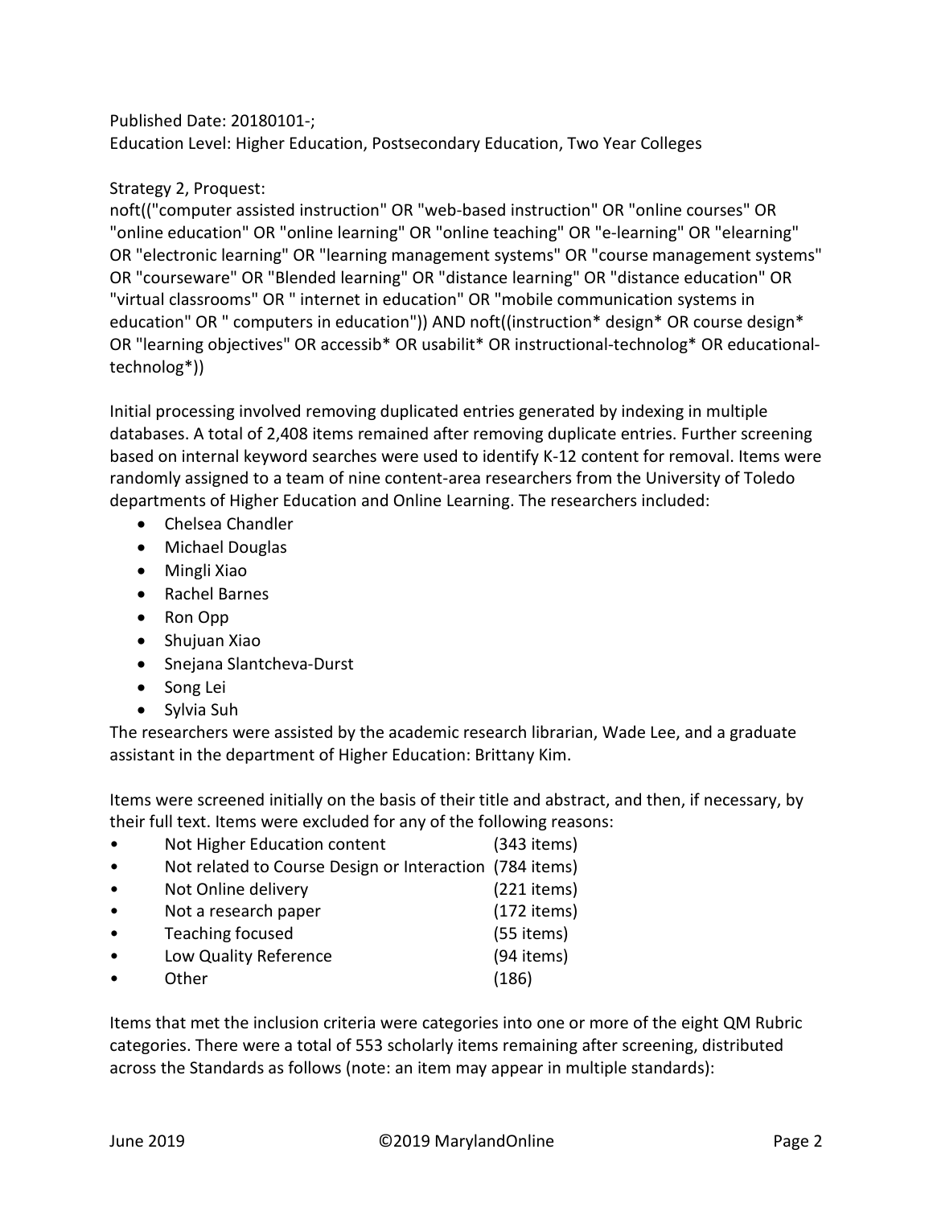Published Date: 20180101-;
Education Level: Higher Education, Postsecondary Education, Two Year Colleges

Strategy 2, Proquest:
noft(("computer assisted instruction" OR "web-based instruction" OR "online courses" OR "online education" OR "online learning" OR "online teaching" OR "e-learning" OR "elearning" OR "electronic learning" OR "learning management systems" OR "course management systems" OR "courseware" OR "Blended learning" OR "distance learning" OR "distance education" OR "virtual classrooms" OR " internet in education" OR "mobile communication systems in education" OR " computers in education")) AND noft((instruction* design* OR course design* OR "learning objectives" OR accessib* OR usabilit* OR instructional-technolog* OR educational-technolog*))

Initial processing involved removing duplicated entries generated by indexing in multiple databases. A total of 2,408 items remained after removing duplicate entries. Further screening based on internal keyword searches were used to identify K-12 content for removal. Items were randomly assigned to a team of nine content-area researchers from the University of Toledo departments of Higher Education and Online Learning. The researchers included:

- Chelsea Chandler
- Michael Douglas
- Mingli Xiao
- Rachel Barnes
- Ron Opp
- Shujuan Xiao
- Snejana Slantcheva-Durst
- Song Lei
- Sylvia Suh

The researchers were assisted by the academic research librarian, Wade Lee, and a graduate assistant in the department of Higher Education: Brittany Kim.

Items were screened initially on the basis of their title and abstract, and then, if necessary, by their full text. Items were excluded for any of the following reasons:

- Not Higher Education content (343 items)
- Not related to Course Design or Interaction (784 items)
- Not Online delivery (221 items)
- Not a research paper (172 items)
- Teaching focused (55 items)
- Low Quality Reference (94 items)
- Other (186)

Items that met the inclusion criteria were categories into one or more of the eight QM Rubric categories. There were a total of 553 scholarly items remaining after screening, distributed across the Standards as follows (note: an item may appear in multiple standards):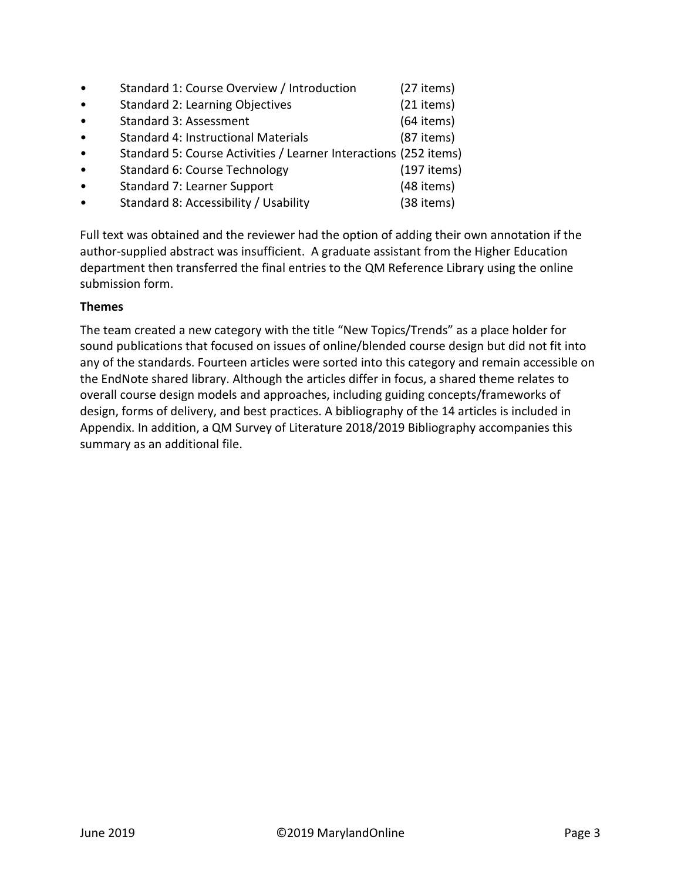- Standard 1: Course Overview / Introduction (27 items)
- Standard 2: Learning Objectives (21 items)
- Standard 3: Assessment (64 items)
- Standard 4: Instructional Materials (87 items)
- Standard 5: Course Activities / Learner Interactions (252 items)
- Standard 6: Course Technology (197 items)
- Standard 7: Learner Support (48 items)
- Standard 8: Accessibility / Usability (38 items)

Full text was obtained and the reviewer had the option of adding their own annotation if the author-supplied abstract was insufficient. A graduate assistant from the Higher Education department then transferred the final entries to the QM Reference Library using the online submission form.

**Themes**

The team created a new category with the title "New Topics/Trends" as a place holder for sound publications that focused on issues of online/blended course design but did not fit into any of the standards. Fourteen articles were sorted into this category and remain accessible on the EndNote shared library. Although the articles differ in focus, a shared theme relates to overall course design models and approaches, including guiding concepts/frameworks of design, forms of delivery, and best practices. A bibliography of the 14 articles is included in Appendix. In addition, a QM Survey of Literature 2018/2019 Bibliography accompanies this summary as an additional file.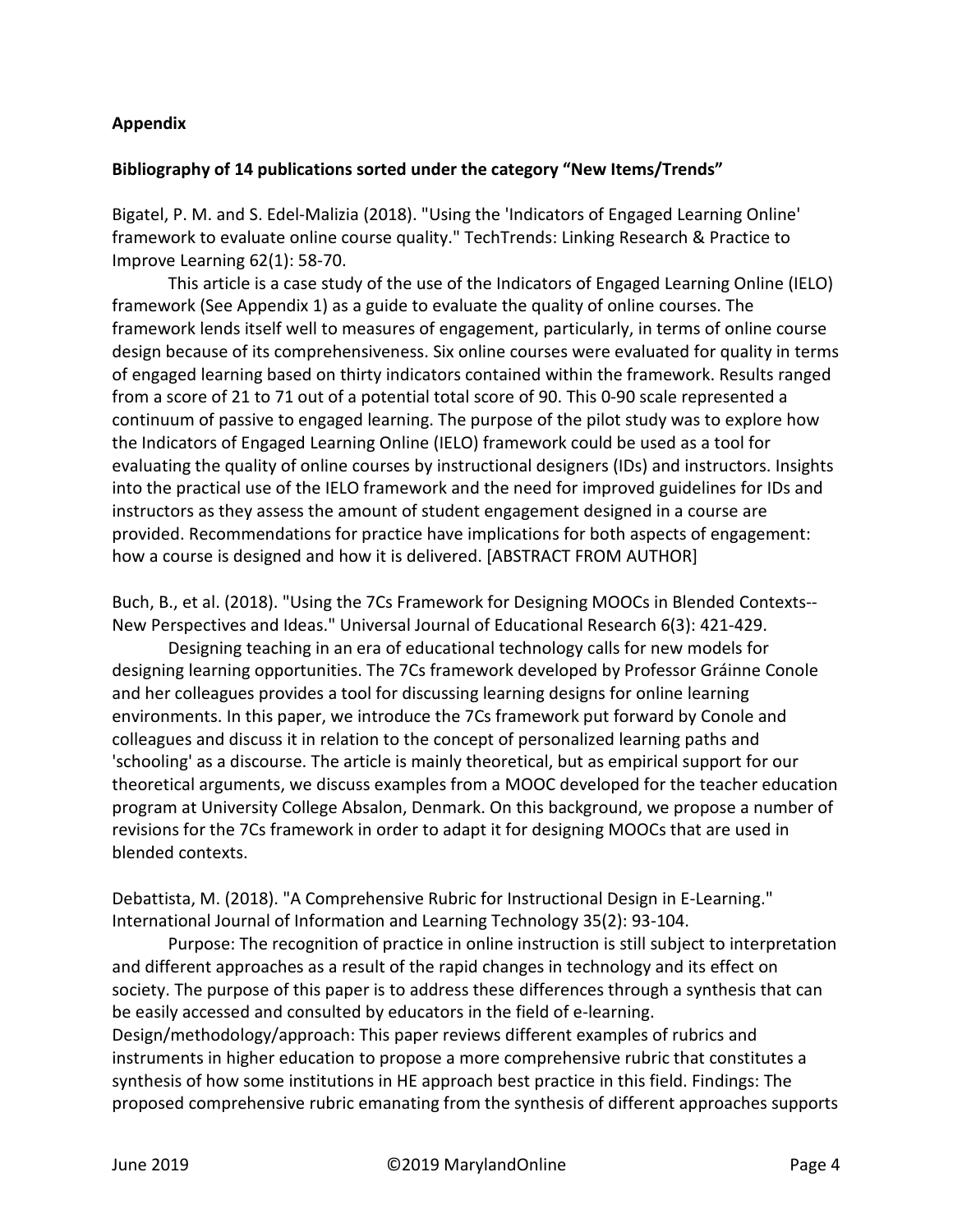**Appendix**

**Bibliography of 14 publications sorted under the category "New Items/Trends"**

Bigatel, P. M. and S. Edel-Malizia (2018). "Using the 'Indicators of Engaged Learning Online' framework to evaluate online course quality." TechTrends: Linking Research & Practice to Improve Learning 62(1): 58-70.

This article is a case study of the use of the Indicators of Engaged Learning Online (IELO) framework (See Appendix 1) as a guide to evaluate the quality of online courses. The framework lends itself well to measures of engagement, particularly, in terms of online course design because of its comprehensiveness. Six online courses were evaluated for quality in terms of engaged learning based on thirty indicators contained within the framework. Results ranged from a score of 21 to 71 out of a potential total score of 90. This 0-90 scale represented a continuum of passive to engaged learning. The purpose of the pilot study was to explore how the Indicators of Engaged Learning Online (IELO) framework could be used as a tool for evaluating the quality of online courses by instructional designers (IDs) and instructors. Insights into the practical use of the IELO framework and the need for improved guidelines for IDs and instructors as they assess the amount of student engagement designed in a course are provided. Recommendations for practice have implications for both aspects of engagement: how a course is designed and how it is delivered. [ABSTRACT FROM AUTHOR]

Buch, B., et al. (2018). "Using the 7Cs Framework for Designing MOOCs in Blended Contexts--New Perspectives and Ideas." Universal Journal of Educational Research 6(3): 421-429.

Designing teaching in an era of educational technology calls for new models for designing learning opportunities. The 7Cs framework developed by Professor Gráinne Conole and her colleagues provides a tool for discussing learning designs for online learning environments. In this paper, we introduce the 7Cs framework put forward by Conole and colleagues and discuss it in relation to the concept of personalized learning paths and 'schooling' as a discourse. The article is mainly theoretical, but as empirical support for our theoretical arguments, we discuss examples from a MOOC developed for the teacher education program at University College Absalon, Denmark. On this background, we propose a number of revisions for the 7Cs framework in order to adapt it for designing MOOCs that are used in blended contexts.

Debattista, M. (2018). "A Comprehensive Rubric for Instructional Design in E-Learning." International Journal of Information and Learning Technology 35(2): 93-104.

Purpose: The recognition of practice in online instruction is still subject to interpretation and different approaches as a result of the rapid changes in technology and its effect on society. The purpose of this paper is to address these differences through a synthesis that can be easily accessed and consulted by educators in the field of e-learning. Design/methodology/approach: This paper reviews different examples of rubrics and instruments in higher education to propose a more comprehensive rubric that constitutes a synthesis of how some institutions in HE approach best practice in this field. Findings: The proposed comprehensive rubric emanating from the synthesis of different approaches supports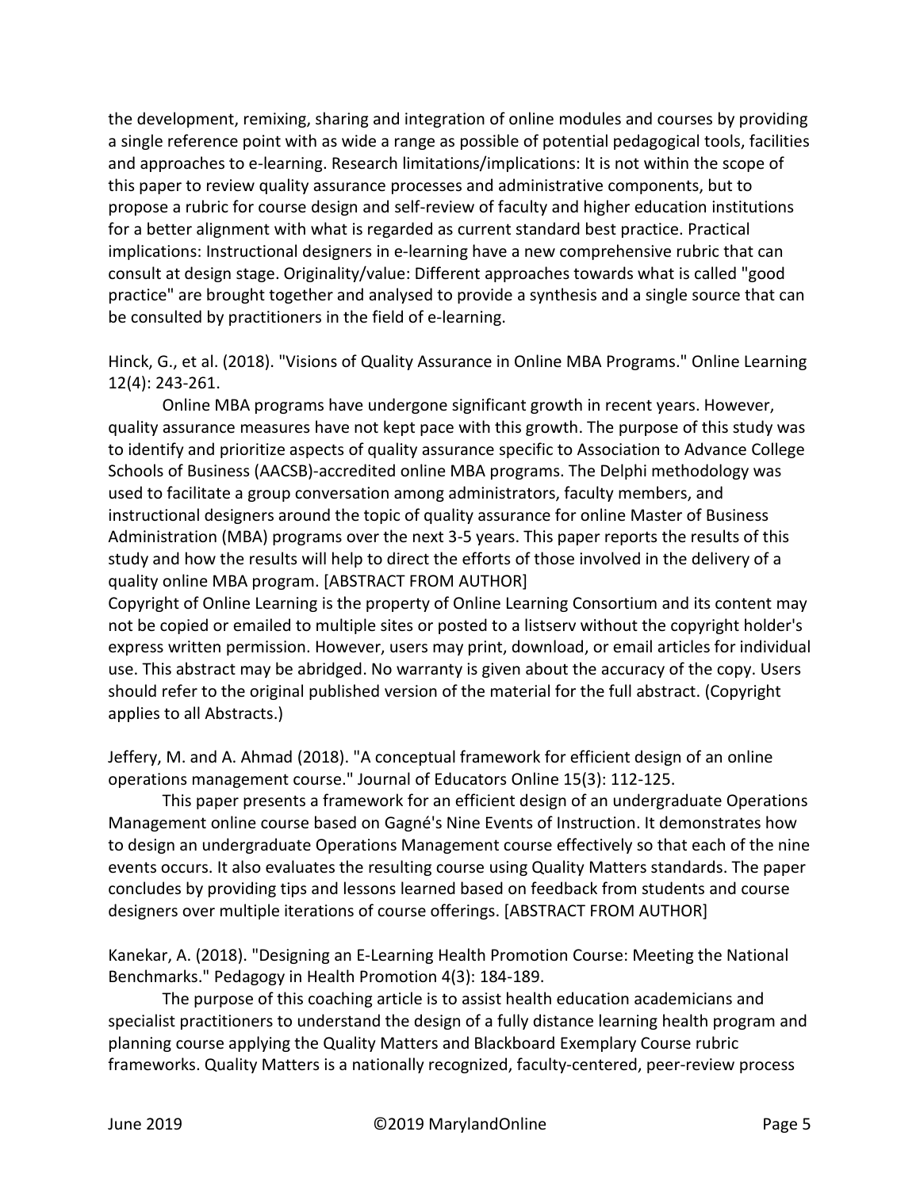the development, remixing, sharing and integration of online modules and courses by providing a single reference point with as wide a range as possible of potential pedagogical tools, facilities and approaches to e-learning. Research limitations/implications: It is not within the scope of this paper to review quality assurance processes and administrative components, but to propose a rubric for course design and self-review of faculty and higher education institutions for a better alignment with what is regarded as current standard best practice. Practical implications: Instructional designers in e-learning have a new comprehensive rubric that can consult at design stage. Originality/value: Different approaches towards what is called "good practice" are brought together and analysed to provide a synthesis and a single source that can be consulted by practitioners in the field of e-learning.

Hinck, G., et al. (2018). "Visions of Quality Assurance in Online MBA Programs." Online Learning 12(4): 243-261.

Online MBA programs have undergone significant growth in recent years. However, quality assurance measures have not kept pace with this growth. The purpose of this study was to identify and prioritize aspects of quality assurance specific to Association to Advance College Schools of Business (AACSB)-accredited online MBA programs. The Delphi methodology was used to facilitate a group conversation among administrators, faculty members, and instructional designers around the topic of quality assurance for online Master of Business Administration (MBA) programs over the next 3-5 years. This paper reports the results of this study and how the results will help to direct the efforts of those involved in the delivery of a quality online MBA program. [ABSTRACT FROM AUTHOR]
Copyright of Online Learning is the property of Online Learning Consortium and its content may not be copied or emailed to multiple sites or posted to a listserv without the copyright holder's express written permission. However, users may print, download, or email articles for individual use. This abstract may be abridged. No warranty is given about the accuracy of the copy. Users should refer to the original published version of the material for the full abstract. (Copyright applies to all Abstracts.)

Jeffery, M. and A. Ahmad (2018). "A conceptual framework for efficient design of an online operations management course." Journal of Educators Online 15(3): 112-125.

This paper presents a framework for an efficient design of an undergraduate Operations Management online course based on Gagné's Nine Events of Instruction. It demonstrates how to design an undergraduate Operations Management course effectively so that each of the nine events occurs. It also evaluates the resulting course using Quality Matters standards. The paper concludes by providing tips and lessons learned based on feedback from students and course designers over multiple iterations of course offerings. [ABSTRACT FROM AUTHOR]

Kanekar, A. (2018). "Designing an E-Learning Health Promotion Course: Meeting the National Benchmarks." Pedagogy in Health Promotion 4(3): 184-189.

The purpose of this coaching article is to assist health education academicians and specialist practitioners to understand the design of a fully distance learning health program and planning course applying the Quality Matters and Blackboard Exemplary Course rubric frameworks. Quality Matters is a nationally recognized, faculty-centered, peer-review process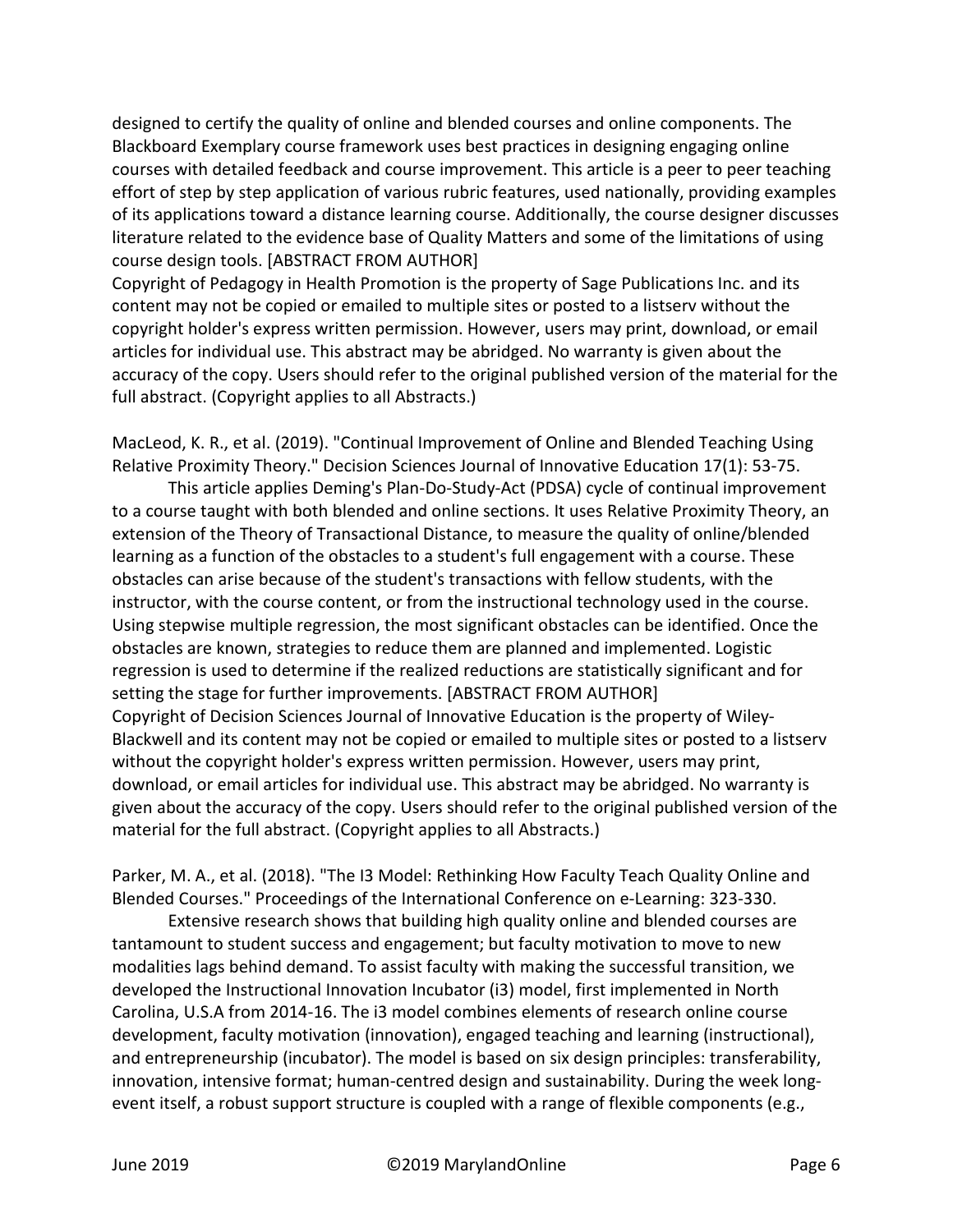designed to certify the quality of online and blended courses and online components. The Blackboard Exemplary course framework uses best practices in designing engaging online courses with detailed feedback and course improvement. This article is a peer to peer teaching effort of step by step application of various rubric features, used nationally, providing examples of its applications toward a distance learning course. Additionally, the course designer discusses literature related to the evidence base of Quality Matters and some of the limitations of using course design tools. [ABSTRACT FROM AUTHOR]
Copyright of Pedagogy in Health Promotion is the property of Sage Publications Inc. and its content may not be copied or emailed to multiple sites or posted to a listserv without the copyright holder's express written permission. However, users may print, download, or email articles for individual use. This abstract may be abridged. No warranty is given about the accuracy of the copy. Users should refer to the original published version of the material for the full abstract. (Copyright applies to all Abstracts.)

MacLeod, K. R., et al. (2019). "Continual Improvement of Online and Blended Teaching Using Relative Proximity Theory." Decision Sciences Journal of Innovative Education 17(1): 53-75.

This article applies Deming's Plan-Do-Study-Act (PDSA) cycle of continual improvement to a course taught with both blended and online sections. It uses Relative Proximity Theory, an extension of the Theory of Transactional Distance, to measure the quality of online/blended learning as a function of the obstacles to a student's full engagement with a course. These obstacles can arise because of the student's transactions with fellow students, with the instructor, with the course content, or from the instructional technology used in the course. Using stepwise multiple regression, the most significant obstacles can be identified. Once the obstacles are known, strategies to reduce them are planned and implemented. Logistic regression is used to determine if the realized reductions are statistically significant and for setting the stage for further improvements. [ABSTRACT FROM AUTHOR]
Copyright of Decision Sciences Journal of Innovative Education is the property of Wiley-Blackwell and its content may not be copied or emailed to multiple sites or posted to a listserv without the copyright holder's express written permission. However, users may print, download, or email articles for individual use. This abstract may be abridged. No warranty is given about the accuracy of the copy. Users should refer to the original published version of the material for the full abstract. (Copyright applies to all Abstracts.)

Parker, M. A., et al. (2018). "The I3 Model: Rethinking How Faculty Teach Quality Online and Blended Courses." Proceedings of the International Conference on e-Learning: 323-330.

Extensive research shows that building high quality online and blended courses are tantamount to student success and engagement; but faculty motivation to move to new modalities lags behind demand. To assist faculty with making the successful transition, we developed the Instructional Innovation Incubator (i3) model, first implemented in North Carolina, U.S.A from 2014-16. The i3 model combines elements of research online course development, faculty motivation (innovation), engaged teaching and learning (instructional), and entrepreneurship (incubator). The model is based on six design principles: transferability, innovation, intensive format; human-centred design and sustainability. During the week long-event itself, a robust support structure is coupled with a range of flexible components (e.g.,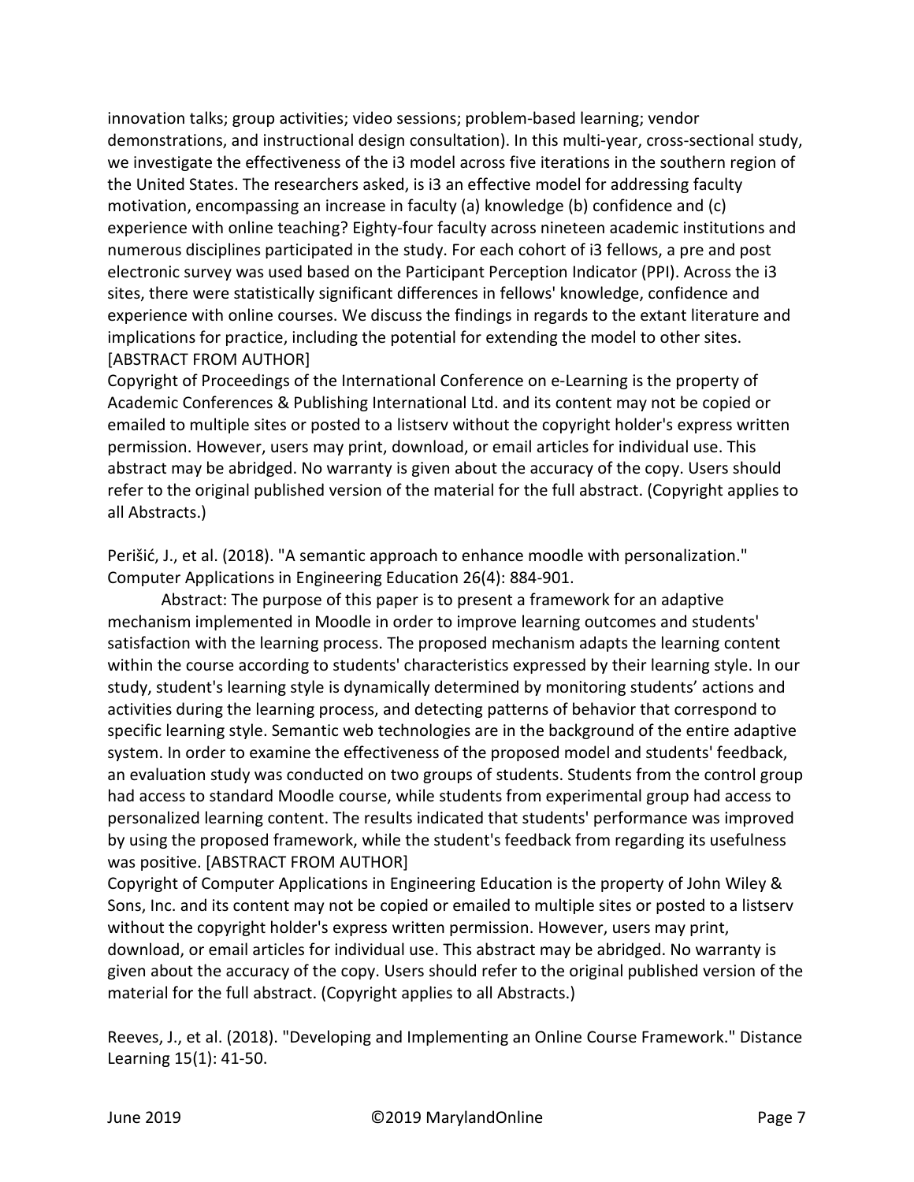innovation talks; group activities; video sessions; problem-based learning; vendor demonstrations, and instructional design consultation). In this multi-year, cross-sectional study, we investigate the effectiveness of the i3 model across five iterations in the southern region of the United States. The researchers asked, is i3 an effective model for addressing faculty motivation, encompassing an increase in faculty (a) knowledge (b) confidence and (c) experience with online teaching? Eighty-four faculty across nineteen academic institutions and numerous disciplines participated in the study. For each cohort of i3 fellows, a pre and post electronic survey was used based on the Participant Perception Indicator (PPI). Across the i3 sites, there were statistically significant differences in fellows' knowledge, confidence and experience with online courses. We discuss the findings in regards to the extant literature and implications for practice, including the potential for extending the model to other sites. [ABSTRACT FROM AUTHOR]

Copyright of Proceedings of the International Conference on e-Learning is the property of Academic Conferences & Publishing International Ltd. and its content may not be copied or emailed to multiple sites or posted to a listserv without the copyright holder's express written permission. However, users may print, download, or email articles for individual use. This abstract may be abridged. No warranty is given about the accuracy of the copy. Users should refer to the original published version of the material for the full abstract. (Copyright applies to all Abstracts.)

Perišić, J., et al. (2018). "A semantic approach to enhance moodle with personalization." Computer Applications in Engineering Education 26(4): 884-901.

Abstract: The purpose of this paper is to present a framework for an adaptive mechanism implemented in Moodle in order to improve learning outcomes and students' satisfaction with the learning process. The proposed mechanism adapts the learning content within the course according to students' characteristics expressed by their learning style. In our study, student's learning style is dynamically determined by monitoring students' actions and activities during the learning process, and detecting patterns of behavior that correspond to specific learning style. Semantic web technologies are in the background of the entire adaptive system. In order to examine the effectiveness of the proposed model and students' feedback, an evaluation study was conducted on two groups of students. Students from the control group had access to standard Moodle course, while students from experimental group had access to personalized learning content. The results indicated that students' performance was improved by using the proposed framework, while the student's feedback from regarding its usefulness was positive. [ABSTRACT FROM AUTHOR]

Copyright of Computer Applications in Engineering Education is the property of John Wiley & Sons, Inc. and its content may not be copied or emailed to multiple sites or posted to a listserv without the copyright holder's express written permission. However, users may print, download, or email articles for individual use. This abstract may be abridged. No warranty is given about the accuracy of the copy. Users should refer to the original published version of the material for the full abstract. (Copyright applies to all Abstracts.)

Reeves, J., et al. (2018). "Developing and Implementing an Online Course Framework." Distance Learning 15(1): 41-50.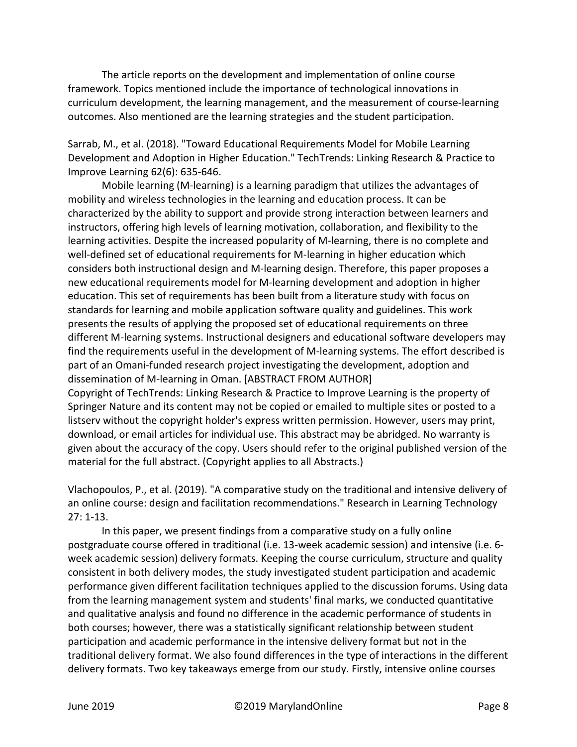The article reports on the development and implementation of online course framework. Topics mentioned include the importance of technological innovations in curriculum development, the learning management, and the measurement of course-learning outcomes. Also mentioned are the learning strategies and the student participation.

Sarrab, M., et al. (2018). "Toward Educational Requirements Model for Mobile Learning Development and Adoption in Higher Education." TechTrends: Linking Research & Practice to Improve Learning 62(6): 635-646.

Mobile learning (M-learning) is a learning paradigm that utilizes the advantages of mobility and wireless technologies in the learning and education process. It can be characterized by the ability to support and provide strong interaction between learners and instructors, offering high levels of learning motivation, collaboration, and flexibility to the learning activities. Despite the increased popularity of M-learning, there is no complete and well-defined set of educational requirements for M-learning in higher education which considers both instructional design and M-learning design. Therefore, this paper proposes a new educational requirements model for M-learning development and adoption in higher education. This set of requirements has been built from a literature study with focus on standards for learning and mobile application software quality and guidelines. This work presents the results of applying the proposed set of educational requirements on three different M-learning systems. Instructional designers and educational software developers may find the requirements useful in the development of M-learning systems. The effort described is part of an Omani-funded research project investigating the development, adoption and dissemination of M-learning in Oman. [ABSTRACT FROM AUTHOR]
Copyright of TechTrends: Linking Research & Practice to Improve Learning is the property of Springer Nature and its content may not be copied or emailed to multiple sites or posted to a listserv without the copyright holder's express written permission. However, users may print, download, or email articles for individual use. This abstract may be abridged. No warranty is given about the accuracy of the copy. Users should refer to the original published version of the material for the full abstract. (Copyright applies to all Abstracts.)

Vlachopoulos, P., et al. (2019). "A comparative study on the traditional and intensive delivery of an online course: design and facilitation recommendations." Research in Learning Technology 27: 1-13.

In this paper, we present findings from a comparative study on a fully online postgraduate course offered in traditional (i.e. 13-week academic session) and intensive (i.e. 6-week academic session) delivery formats. Keeping the course curriculum, structure and quality consistent in both delivery modes, the study investigated student participation and academic performance given different facilitation techniques applied to the discussion forums. Using data from the learning management system and students' final marks, we conducted quantitative and qualitative analysis and found no difference in the academic performance of students in both courses; however, there was a statistically significant relationship between student participation and academic performance in the intensive delivery format but not in the traditional delivery format. We also found differences in the type of interactions in the different delivery formats. Two key takeaways emerge from our study. Firstly, intensive online courses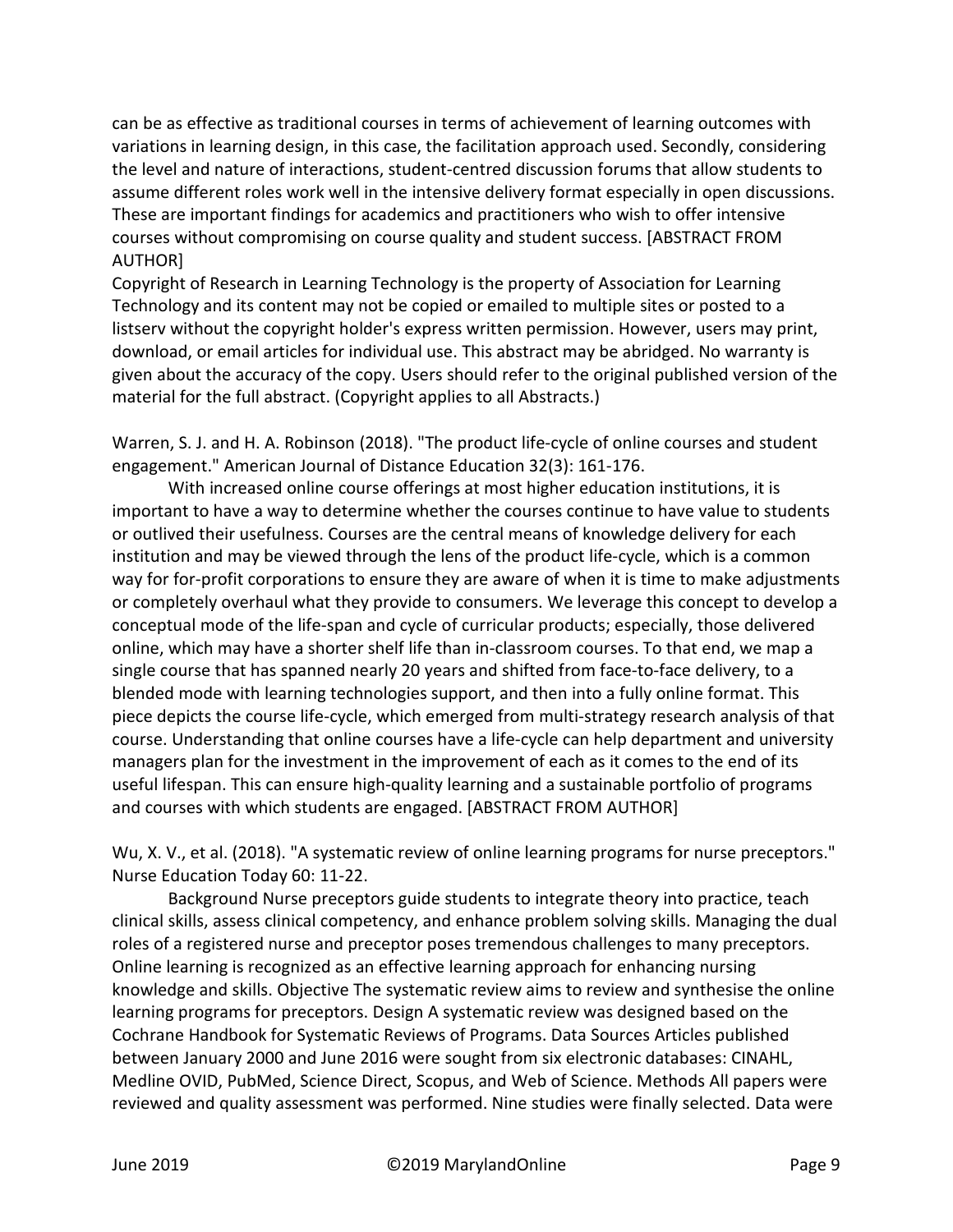can be as effective as traditional courses in terms of achievement of learning outcomes with variations in learning design, in this case, the facilitation approach used. Secondly, considering the level and nature of interactions, student-centred discussion forums that allow students to assume different roles work well in the intensive delivery format especially in open discussions. These are important findings for academics and practitioners who wish to offer intensive courses without compromising on course quality and student success. [ABSTRACT FROM AUTHOR]
Copyright of Research in Learning Technology is the property of Association for Learning Technology and its content may not be copied or emailed to multiple sites or posted to a listserv without the copyright holder's express written permission. However, users may print, download, or email articles for individual use. This abstract may be abridged. No warranty is given about the accuracy of the copy. Users should refer to the original published version of the material for the full abstract. (Copyright applies to all Abstracts.)

Warren, S. J. and H. A. Robinson (2018). "The product life-cycle of online courses and student engagement." American Journal of Distance Education 32(3): 161-176.

With increased online course offerings at most higher education institutions, it is important to have a way to determine whether the courses continue to have value to students or outlived their usefulness. Courses are the central means of knowledge delivery for each institution and may be viewed through the lens of the product life-cycle, which is a common way for for-profit corporations to ensure they are aware of when it is time to make adjustments or completely overhaul what they provide to consumers. We leverage this concept to develop a conceptual mode of the life-span and cycle of curricular products; especially, those delivered online, which may have a shorter shelf life than in-classroom courses. To that end, we map a single course that has spanned nearly 20 years and shifted from face-to-face delivery, to a blended mode with learning technologies support, and then into a fully online format. This piece depicts the course life-cycle, which emerged from multi-strategy research analysis of that course. Understanding that online courses have a life-cycle can help department and university managers plan for the investment in the improvement of each as it comes to the end of its useful lifespan. This can ensure high-quality learning and a sustainable portfolio of programs and courses with which students are engaged. [ABSTRACT FROM AUTHOR]

Wu, X. V., et al. (2018). "A systematic review of online learning programs for nurse preceptors." Nurse Education Today 60: 11-22.

Background Nurse preceptors guide students to integrate theory into practice, teach clinical skills, assess clinical competency, and enhance problem solving skills. Managing the dual roles of a registered nurse and preceptor poses tremendous challenges to many preceptors. Online learning is recognized as an effective learning approach for enhancing nursing knowledge and skills. Objective The systematic review aims to review and synthesise the online learning programs for preceptors. Design A systematic review was designed based on the Cochrane Handbook for Systematic Reviews of Programs. Data Sources Articles published between January 2000 and June 2016 were sought from six electronic databases: CINAHL, Medline OVID, PubMed, Science Direct, Scopus, and Web of Science. Methods All papers were reviewed and quality assessment was performed. Nine studies were finally selected. Data were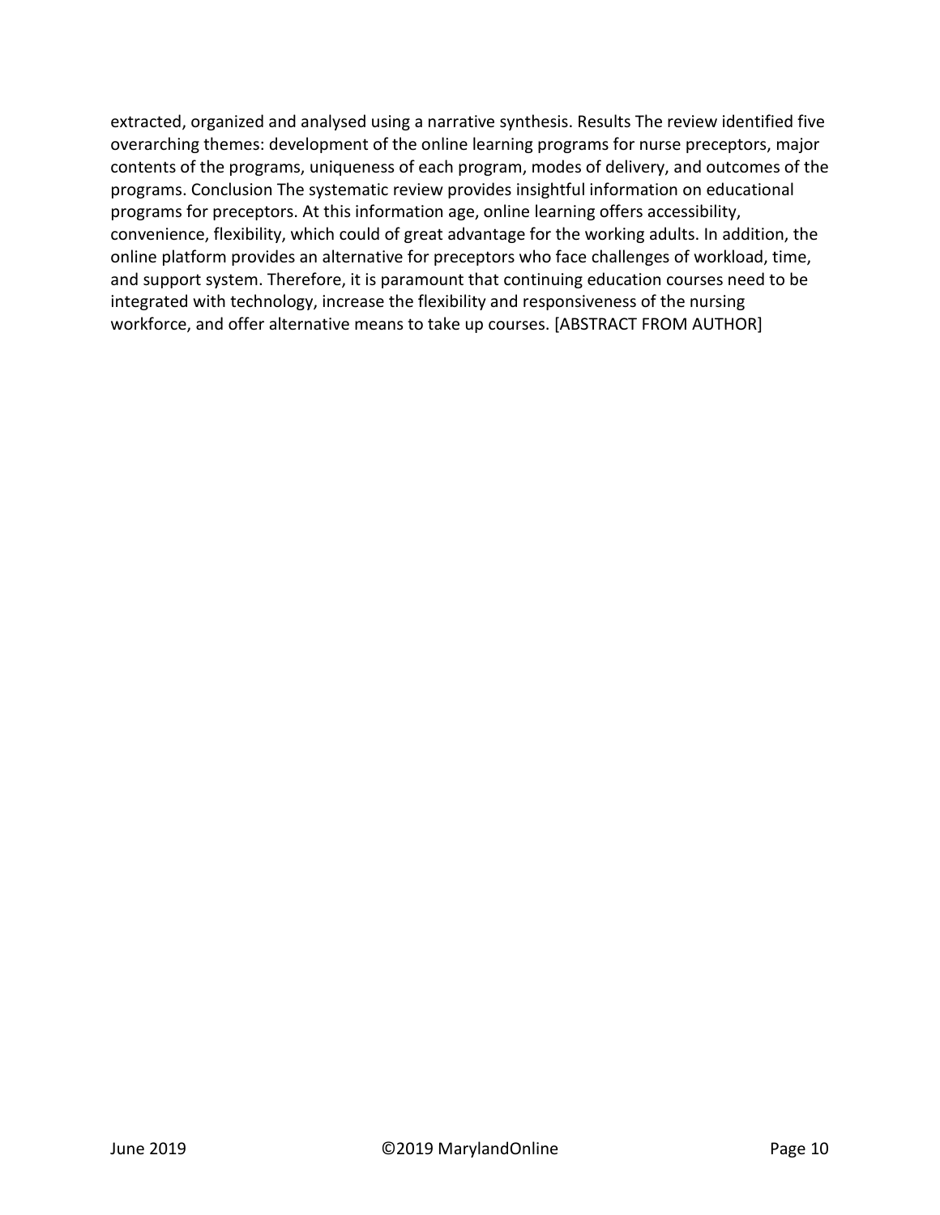extracted, organized and analysed using a narrative synthesis. Results The review identified five overarching themes: development of the online learning programs for nurse preceptors, major contents of the programs, uniqueness of each program, modes of delivery, and outcomes of the programs. Conclusion The systematic review provides insightful information on educational programs for preceptors. At this information age, online learning offers accessibility, convenience, flexibility, which could of great advantage for the working adults. In addition, the online platform provides an alternative for preceptors who face challenges of workload, time, and support system. Therefore, it is paramount that continuing education courses need to be integrated with technology, increase the flexibility and responsiveness of the nursing workforce, and offer alternative means to take up courses. [ABSTRACT FROM AUTHOR]